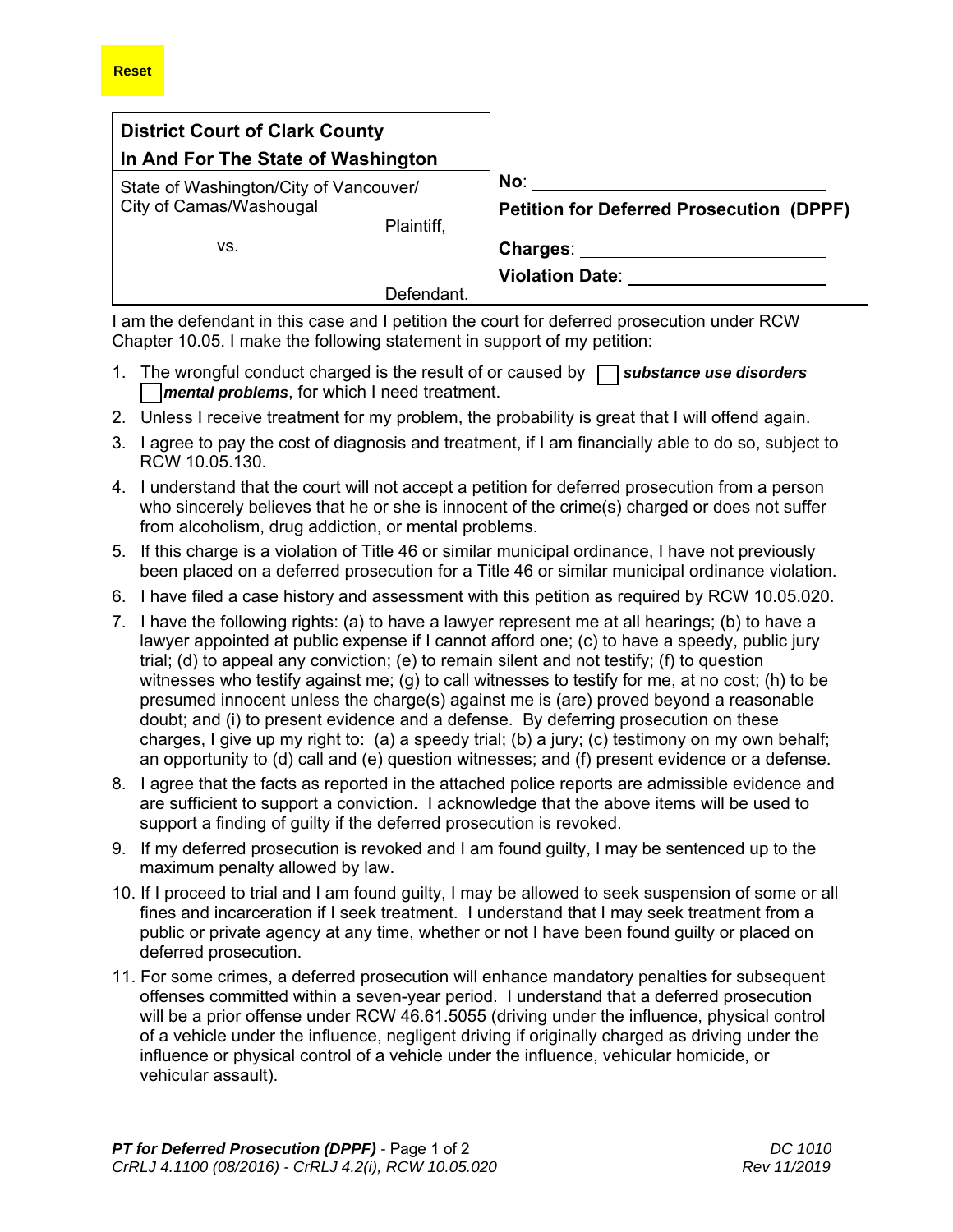Reset

| District Court of Clark County In And For The State of Washington | |
|---|---|
| State of Washington/City of Vancouver/ City of Camas/Washougal Plaintiff, | No: ______________________ |
| vs. | **Petition for Deferred Prosecution (DPPF)** |
| ______________________ Defendant. | Charges: ______________________ Violation Date: ______________________ |

I am the defendant in this case and I petition the court for deferred prosecution under RCW Chapter 10.05. I make the following statement in support of my petition:

1. The wrongful conduct charged is the result of or caused by ☐ ***substance use disorders*** ☐ ***mental problems***, for which I need treatment.
2. Unless I receive treatment for my problem, the probability is great that I will offend again.
3. I agree to pay the cost of diagnosis and treatment, if I am financially able to do so, subject to RCW 10.05.130.
4. I understand that the court will not accept a petition for deferred prosecution from a person who sincerely believes that he or she is innocent of the crime(s) charged or does not suffer from alcoholism, drug addiction, or mental problems.
5. If this charge is a violation of Title 46 or similar municipal ordinance, I have not previously been placed on a deferred prosecution for a Title 46 or similar municipal ordinance violation.
6. I have filed a case history and assessment with this petition as required by RCW 10.05.020.
7. I have the following rights: (a) to have a lawyer represent me at all hearings; (b) to have a lawyer appointed at public expense if I cannot afford one; (c) to have a speedy, public jury trial; (d) to appeal any conviction; (e) to remain silent and not testify; (f) to question witnesses who testify against me; (g) to call witnesses to testify for me, at no cost; (h) to be presumed innocent unless the charge(s) against me is (are) proved beyond a reasonable doubt; and (i) to present evidence and a defense. By deferring prosecution on these charges, I give up my right to: (a) a speedy trial; (b) a jury; (c) testimony on my own behalf; an opportunity to (d) call and (e) question witnesses; and (f) present evidence or a defense.
8. I agree that the facts as reported in the attached police reports are admissible evidence and are sufficient to support a conviction. I acknowledge that the above items will be used to support a finding of guilty if the deferred prosecution is revoked.
9. If my deferred prosecution is revoked and I am found guilty, I may be sentenced up to the maximum penalty allowed by law.
10. If I proceed to trial and I am found guilty, I may be allowed to seek suspension of some or all fines and incarceration if I seek treatment. I understand that I may seek treatment from a public or private agency at any time, whether or not I have been found guilty or placed on deferred prosecution.
11. For some crimes, a deferred prosecution will enhance mandatory penalties for subsequent offenses committed within a seven-year period. I understand that a deferred prosecution will be a prior offense under RCW 46.61.5055 (driving under the influence, physical control of a vehicle under the influence, negligent driving if originally charged as driving under the influence or physical control of a vehicle under the influence, vehicular homicide, or vehicular assault).

***PT for Deferred Prosecution (DPPF)*** *- Page 1 of 2* *DC 1010*
*CrRLJ 4.1100 (08/2016) - CrRLJ 4.2(i), RCW 10.05.020* *Rev 11/2019*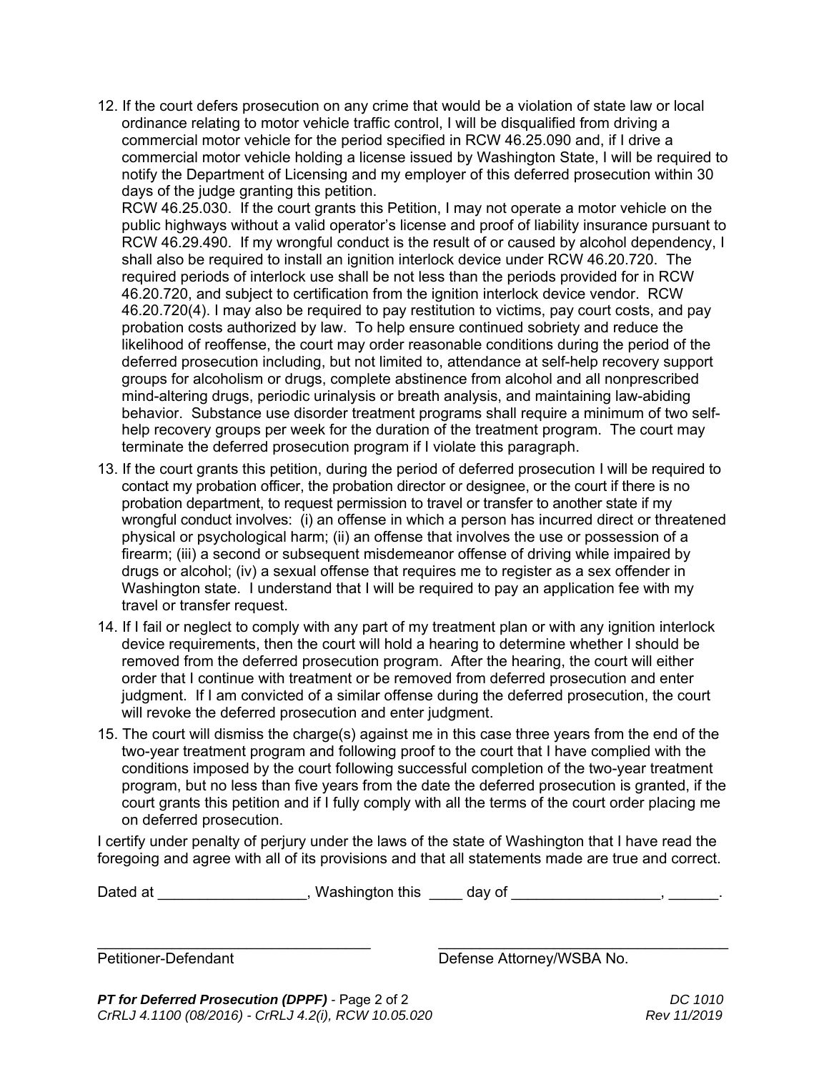12. If the court defers prosecution on any crime that would be a violation of state law or local ordinance relating to motor vehicle traffic control, I will be disqualified from driving a commercial motor vehicle for the period specified in RCW 46.25.090 and, if I drive a commercial motor vehicle holding a license issued by Washington State, I will be required to notify the Department of Licensing and my employer of this deferred prosecution within 30 days of the judge granting this petition.
    RCW 46.25.030. If the court grants this Petition, I may not operate a motor vehicle on the public highways without a valid operator's license and proof of liability insurance pursuant to RCW 46.29.490. If my wrongful conduct is the result of or caused by alcohol dependency, I shall also be required to install an ignition interlock device under RCW 46.20.720. The required periods of interlock use shall be not less than the periods provided for in RCW 46.20.720, and subject to certification from the ignition interlock device vendor. RCW 46.20.720(4). I may also be required to pay restitution to victims, pay court costs, and pay probation costs authorized by law. To help ensure continued sobriety and reduce the likelihood of reoffense, the court may order reasonable conditions during the period of the deferred prosecution including, but not limited to, attendance at self-help recovery support groups for alcoholism or drugs, complete abstinence from alcohol and all nonprescribed mind-altering drugs, periodic urinalysis or breath analysis, and maintaining law-abiding behavior. Substance use disorder treatment programs shall require a minimum of two self-help recovery groups per week for the duration of the treatment program. The court may terminate the deferred prosecution program if I violate this paragraph.
13. If the court grants this petition, during the period of deferred prosecution I will be required to contact my probation officer, the probation director or designee, or the court if there is no probation department, to request permission to travel or transfer to another state if my wrongful conduct involves: (i) an offense in which a person has incurred direct or threatened physical or psychological harm; (ii) an offense that involves the use or possession of a firearm; (iii) a second or subsequent misdemeanor offense of driving while impaired by drugs or alcohol; (iv) a sexual offense that requires me to register as a sex offender in Washington state. I understand that I will be required to pay an application fee with my travel or transfer request.
14. If I fail or neglect to comply with any part of my treatment plan or with any ignition interlock device requirements, then the court will hold a hearing to determine whether I should be removed from the deferred prosecution program. After the hearing, the court will either order that I continue with treatment or be removed from deferred prosecution and enter judgment. If I am convicted of a similar offense during the deferred prosecution, the court will revoke the deferred prosecution and enter judgment.
15. The court will dismiss the charge(s) against me in this case three years from the end of the two-year treatment program and following proof to the court that I have complied with the conditions imposed by the court following successful completion of the two-year treatment program, but no less than five years from the date the deferred prosecution is granted, if the court grants this petition and if I fully comply with all the terms of the court order placing me on deferred prosecution.

I certify under penalty of perjury under the laws of the state of Washington that I have read the foregoing and agree with all of its provisions and that all statements made are true and correct.

Dated at __________________, Washington this ____ day of __________________, ______.

_________________________________ Petitioner-Defendant

_________________________________ Defense Attorney/WSBA No.

***PT for Deferred Prosecution (DPPF)*** *- Page 2 of 2*
*CrRLJ 4.1100 (08/2016) - CrRLJ 4.2(i), RCW 10.05.020*

*DC 1010*
*Rev 11/2019*